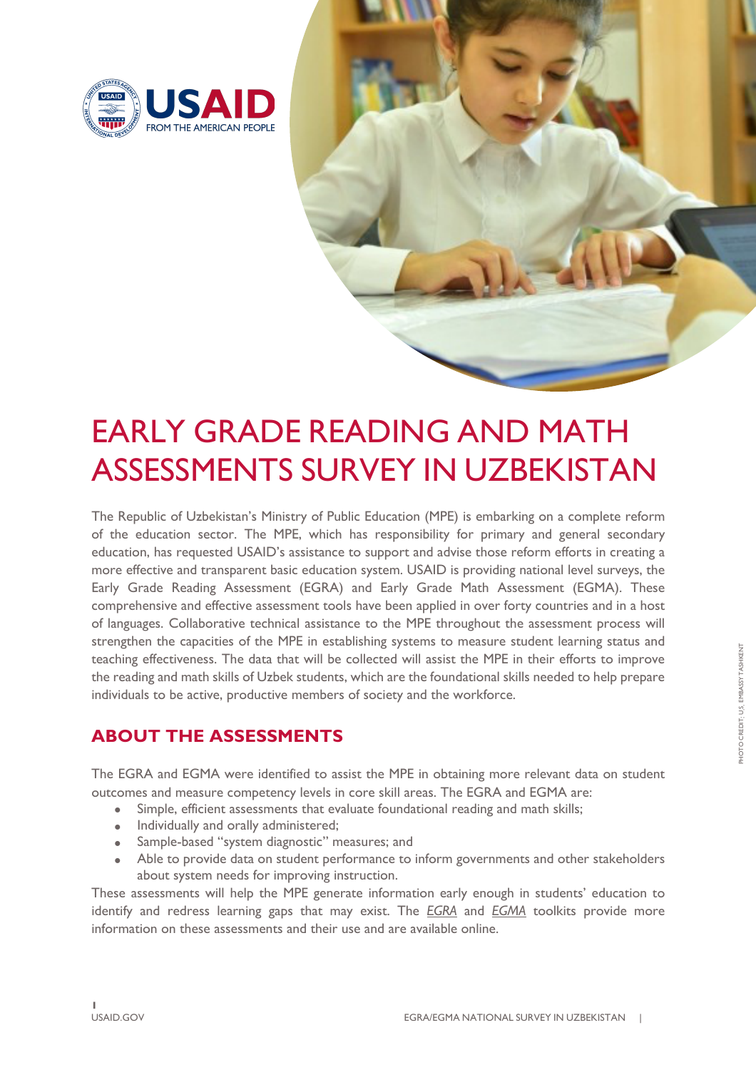# EARLY GRADE READING AND MATH ASSESSMENTS SURVEY IN UZBEKISTAN

The Republic of Uzbekistan's Ministry of Public Education (MPE) is embarking on a complete reform of the education sector. The MPE, which has responsibility for primary and general secondary education, has requested USAID's assistance to support and advise those reform efforts in creating a more effective and transparent basic education system. USAID is providing national level surveys, the Early Grade Reading Assessment (EGRA) and Early Grade Math Assessment (EGMA). These comprehensive and effective assessment tools have been applied in over forty countries and in a host of languages. Collaborative technical assistance to the MPE throughout the assessment process will strengthen the capacities of the MPE in establishing systems to measure student learning status and teaching effectiveness. The data that will be collected will assist the MPE in their efforts to improve the reading and math skills of Uzbek students, which are the foundational skills needed to help prepare individuals to be active, productive members of society and the workforce.

PHOTO CREDIT: U.S. EMBASSY TASHKENT

## ABOUT THE ASSESSMENTS

The EGRA and EGMA were identified to assist the MPE in obtaining more relevant data on student outcomes and measure competency levels in core skill areas. The EGRA and EGMA are:

- Simple, efficient assessments that evaluate foundational reading and math skills;
- Individually and orally administered;
- Sample-based "system diagnostic" measures; and
- Able to provide data on student performance to inform governments and other stakeholders about system needs for improving instruction.

These assessments will help the MPE generate information early enough in students' education to identify and redress learning gaps that may exist. The *EGRA* and *EGMA* toolkits provide more information on these assessments and their use and are available online.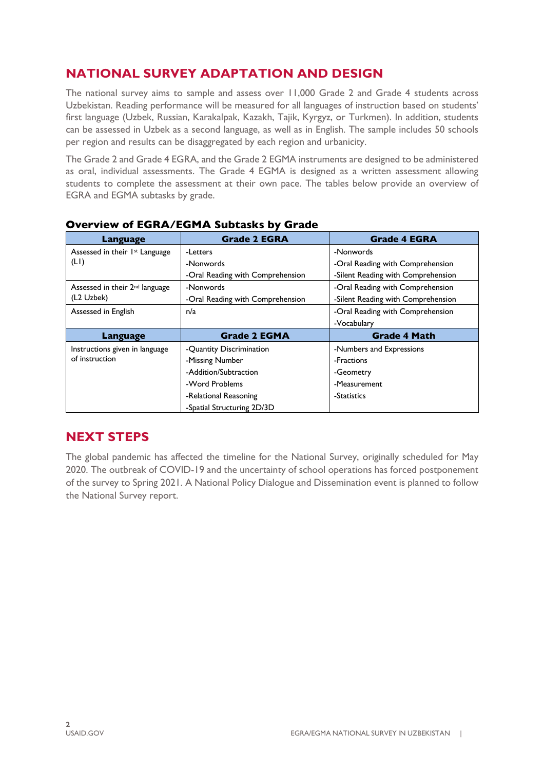## NATIONAL SURVEY ADAPTATION AND DESIGN

The national survey aims to sample and assess over 11,000 Grade 2 and Grade 4 students across Uzbekistan. Reading performance will be measured for all languages of instruction based on students' first language (Uzbek, Russian, Karakalpak, Kazakh, Tajik, Kyrgyz, or Turkmen). In addition, students can be assessed in Uzbek as a second language, as well as in English. The sample includes 50 schools per region and results can be disaggregated by each region and urbanicity.

The Grade 2 and Grade 4 EGRA, and the Grade 2 EGMA instruments are designed to be administered as oral, individual assessments. The Grade 4 EGMA is designed as a written assessment allowing students to complete the assessment at their own pace. The tables below provide an overview of EGRA and EGMA subtasks by grade.

### Overview of EGRA/EGMA Subtasks by Grade

| Language | Grade 2 EGRA | Grade 4 EGRA |
|---|---|---|
| Assessed in their 1st Language (L1) | -Letters<br>-Nonwords<br>-Oral Reading with Comprehension | -Nonwords<br>-Oral Reading with Comprehension<br>-Silent Reading with Comprehension |
| Assessed in their 2nd language (L2 Uzbek) | -Nonwords<br>-Oral Reading with Comprehension | -Oral Reading with Comprehension<br>-Silent Reading with Comprehension |
| Assessed in English | n/a | -Oral Reading with Comprehension<br>-Vocabulary |
| **Language** | **Grade 2 EGMA** | **Grade 4 Math** |
| Instructions given in language of instruction | -Quantity Discrimination<br>-Missing Number<br>-Addition/Subtraction<br>-Word Problems<br>-Relational Reasoning<br>-Spatial Structuring 2D/3D | -Numbers and Expressions<br>-Fractions<br>-Geometry<br>-Measurement<br>-Statistics |

## NEXT STEPS

The global pandemic has affected the timeline for the National Survey, originally scheduled for May 2020. The outbreak of COVID-19 and the uncertainty of school operations has forced postponement of the survey to Spring 2021. A National Policy Dialogue and Dissemination event is planned to follow the National Survey report.